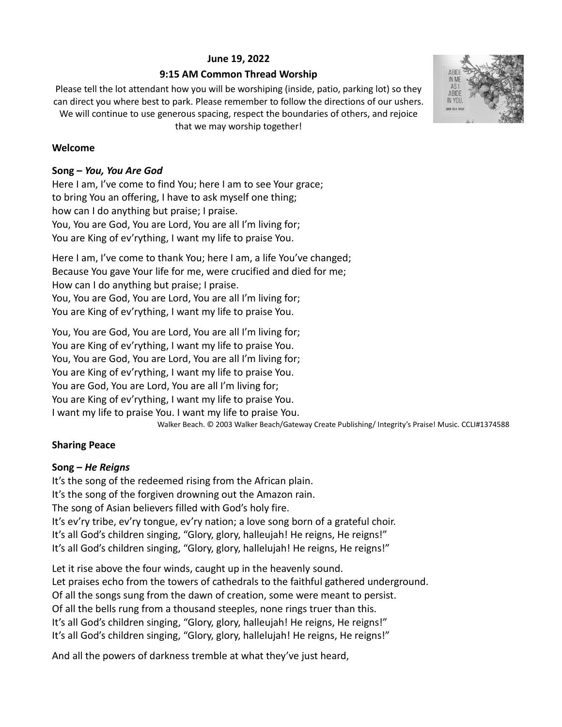**June 19, 2022**

**9:15 AM Common Thread Worship**

Please tell the lot attendant how you will be worshiping (inside, patio, parking lot) so they can direct you where best to park. Please remember to follow the directions of our ushers. We will continue to use generous spacing, respect the boundaries of others, and rejoice that we may worship together!

**Welcome**

**Song –** ***You, You Are God***

Here I am, I've come to find You; here I am to see Your grace;
to bring You an offering, I have to ask myself one thing;
how can I do anything but praise; I praise.
You, You are God, You are Lord, You are all I'm living for;
You are King of ev'rything, I want my life to praise You.

Here I am, I've come to thank You; here I am, a life You've changed;
Because You gave Your life for me, were crucified and died for me;
How can I do anything but praise; I praise.
You, You are God, You are Lord, You are all I'm living for;
You are King of ev'rything, I want my life to praise You.

You, You are God, You are Lord, You are all I'm living for;
You are King of ev'rything, I want my life to praise You.
You, You are God, You are Lord, You are all I'm living for;
You are King of ev'rything, I want my life to praise You.
You are God, You are Lord, You are all I'm living for;
You are King of ev'rything, I want my life to praise You.
I want my life to praise You. I want my life to praise You.

Walker Beach. © 2003 Walker Beach/Gateway Create Publishing/ Integrity's Praise! Music. CCLI#1374588

**Sharing Peace**

**Song –** ***He Reigns***

It's the song of the redeemed rising from the African plain.
It's the song of the forgiven drowning out the Amazon rain.
The song of Asian believers filled with God's holy fire.
It's ev'ry tribe, ev'ry tongue, ev'ry nation; a love song born of a grateful choir.
It's all God's children singing, "Glory, glory, halleujah! He reigns, He reigns!"
It's all God's children singing, "Glory, glory, hallelujah! He reigns, He reigns!"

Let it rise above the four winds, caught up in the heavenly sound.
Let praises echo from the towers of cathedrals to the faithful gathered underground.
Of all the songs sung from the dawn of creation, some were meant to persist.
Of all the bells rung from a thousand steeples, none rings truer than this.
It's all God's children singing, "Glory, glory, halleujah! He reigns, He reigns!"
It's all God's children singing, "Glory, glory, hallelujah! He reigns, He reigns!"

And all the powers of darkness tremble at what they've just heard,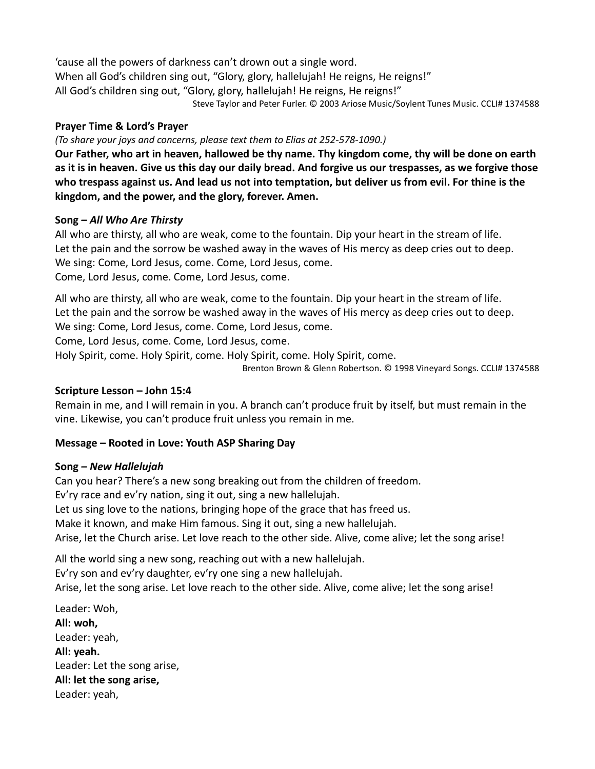‘cause all the powers of darkness can’t drown out a single word.
When all God’s children sing out, “Glory, glory, hallelujah! He reigns, He reigns!”
All God’s children sing out, “Glory, glory, hallelujah! He reigns, He reigns!”
Steve Taylor and Peter Furler. © 2003 Ariose Music/Soylent Tunes Music. CCLI# 1374588

**Prayer Time & Lord’s Prayer**

*(To share your joys and concerns, please text them to Elias at 252-578-1090.)*

**Our Father, who art in heaven, hallowed be thy name. Thy kingdom come, thy will be done on earth as it is in heaven. Give us this day our daily bread. And forgive us our trespasses, as we forgive those who trespass against us. And lead us not into temptation, but deliver us from evil. For thine is the kingdom, and the power, and the glory, forever. Amen.**

**Song – *All Who Are Thirsty***

All who are thirsty, all who are weak, come to the fountain. Dip your heart in the stream of life.
Let the pain and the sorrow be washed away in the waves of His mercy as deep cries out to deep.
We sing: Come, Lord Jesus, come. Come, Lord Jesus, come.
Come, Lord Jesus, come. Come, Lord Jesus, come.

All who are thirsty, all who are weak, come to the fountain. Dip your heart in the stream of life.
Let the pain and the sorrow be washed away in the waves of His mercy as deep cries out to deep.
We sing: Come, Lord Jesus, come. Come, Lord Jesus, come.
Come, Lord Jesus, come. Come, Lord Jesus, come.
Holy Spirit, come. Holy Spirit, come. Holy Spirit, come. Holy Spirit, come.
Brenton Brown & Glenn Robertson. © 1998 Vineyard Songs. CCLI# 1374588

**Scripture Lesson – John 15:4**

Remain in me, and I will remain in you. A branch can’t produce fruit by itself, but must remain in the vine. Likewise, you can’t produce fruit unless you remain in me.

**Message – Rooted in Love: Youth ASP Sharing Day**

**Song – *New Hallelujah***

Can you hear? There’s a new song breaking out from the children of freedom.
Ev’ry race and ev’ry nation, sing it out, sing a new hallelujah.
Let us sing love to the nations, bringing hope of the grace that has freed us.
Make it known, and make Him famous. Sing it out, sing a new hallelujah.
Arise, let the Church arise. Let love reach to the other side. Alive, come alive; let the song arise!

All the world sing a new song, reaching out with a new hallelujah.
Ev’ry son and ev’ry daughter, ev’ry one sing a new hallelujah.
Arise, let the song arise. Let love reach to the other side. Alive, come alive; let the song arise!

Leader: Woh,
**All: woh,**
Leader: yeah,
**All: yeah.**
Leader: Let the song arise,
**All: let the song arise,**
Leader: yeah,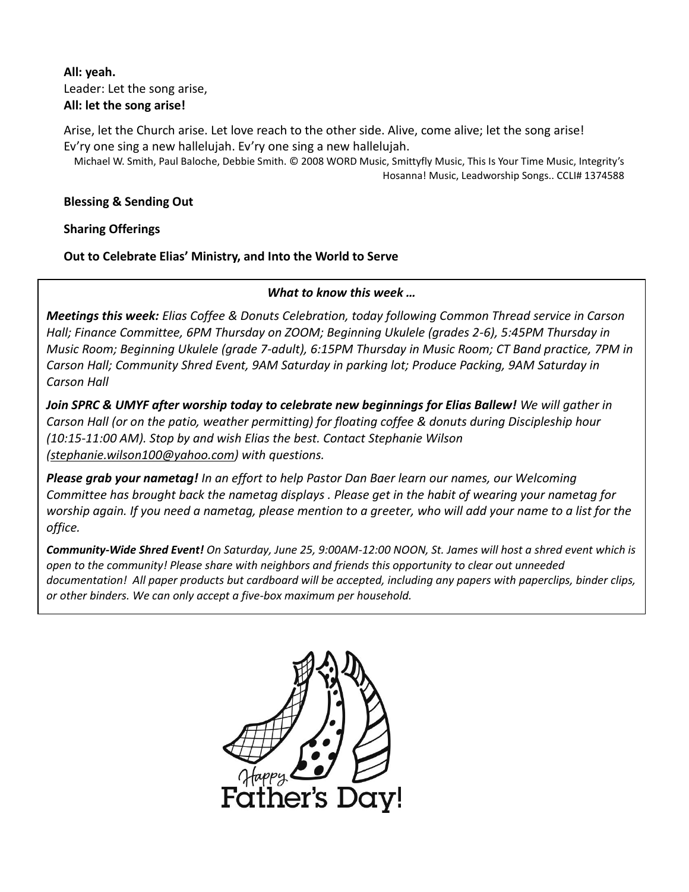**All: yeah.**
Leader: Let the song arise,
**All: let the song arise!**

Arise, let the Church arise. Let love reach to the other side. Alive, come alive; let the song arise!
Ev'ry one sing a new hallelujah. Ev'ry one sing a new hallelujah.

Michael W. Smith, Paul Baloche, Debbie Smith. © 2008 WORD Music, Smittyfly Music, This Is Your Time Music, Integrity's Hosanna! Music, Leadworship Songs.. CCLI# 1374588

**Blessing & Sending Out**

**Sharing Offerings**

**Out to Celebrate Elias' Ministry, and Into the World to Serve**

***What to know this week …***

***Meetings this week:*** *Elias Coffee & Donuts Celebration, today following Common Thread service in Carson Hall; Finance Committee, 6PM Thursday on ZOOM; Beginning Ukulele (grades 2-6), 5:45PM Thursday in Music Room; Beginning Ukulele (grade 7-adult), 6:15PM Thursday in Music Room; CT Band practice, 7PM in Carson Hall; Community Shred Event, 9AM Saturday in parking lot; Produce Packing, 9AM Saturday in Carson Hall*

***Join SPRC & UMYF after worship today to celebrate new beginnings for Elias Ballew!*** *We will gather in Carson Hall (or on the patio, weather permitting) for floating coffee & donuts during Discipleship hour (10:15-11:00 AM). Stop by and wish Elias the best. Contact Stephanie Wilson (stephanie.wilson100@yahoo.com) with questions.*

***Please grab your nametag!*** *In an effort to help Pastor Dan Baer learn our names, our Welcoming Committee has brought back the nametag displays . Please get in the habit of wearing your nametag for worship again. If you need a nametag, please mention to a greeter, who will add your name to a list for the office.*

***Community-Wide Shred Event!*** *On Saturday, June 25, 9:00AM-12:00 NOON, St. James will host a shred event which is open to the community! Please share with neighbors and friends this opportunity to clear out unneeded documentation! All paper products but cardboard will be accepted, including any papers with paperclips, binder clips, or other binders. We can only accept a five-box maximum per household.*

Happy Father's Day!